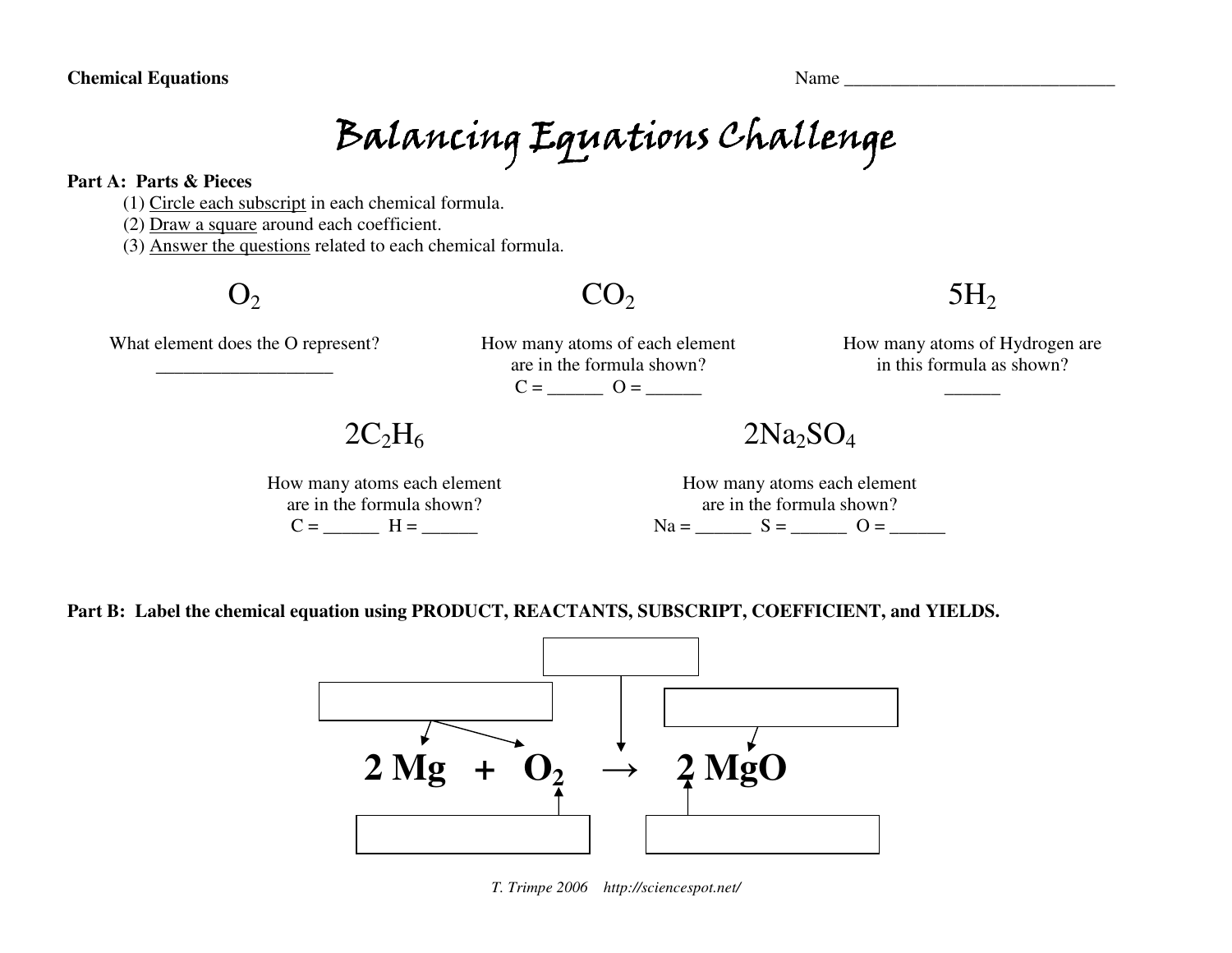**Chemical Equations** Name ______________________________

# Balancing Equations Challenge

**Part A: Parts & Pieces**

(1) Circle each subscript in each chemical formula.
(2) Draw a square around each coefficient.
(3) Answer the questions related to each chemical formula.

$O_2$

What element does the O represent?
___________________

$CO_2$

How many atoms of each element are in the formula shown?
C = ______ O = ______

$5H_2$

How many atoms of Hydrogen are in this formula as shown?
______

$2C_2H_6$

How many atoms each element are in the formula shown?
C = ______ H = ______

$2Na_2SO_4$

How many atoms each element are in the formula shown?
Na = ______ S = ______ O = ______

**Part B: Label the chemical equation using PRODUCT, REACTANTS, SUBSCRIPT, COEFFICIENT, and YIELDS.**

$$2\,Mg + O_2 \rightarrow 2\,MgO$$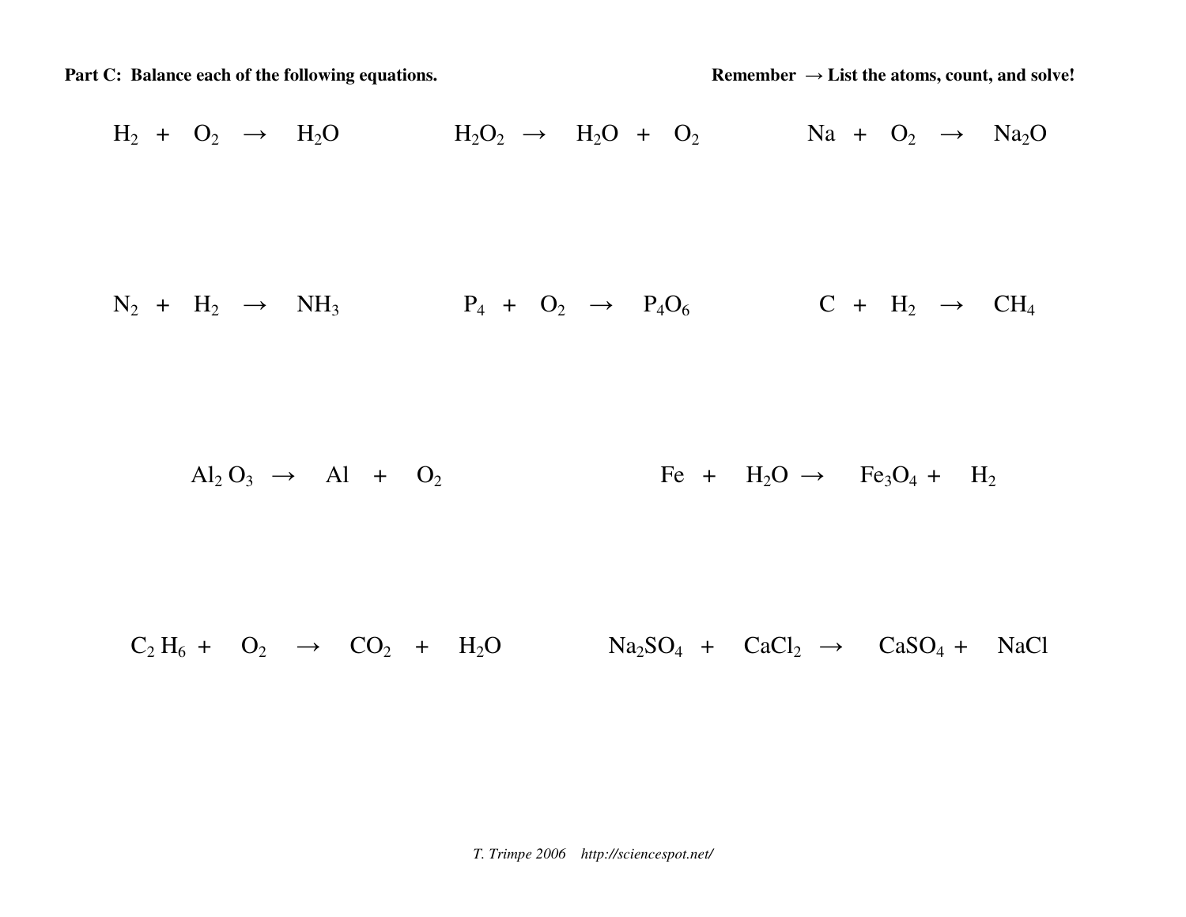**Part C: Balance each of the following equations.**

**Remember → List the atoms, count, and solve!**

$H_2 + O_2 \rightarrow H_2O$

$H_2O_2 \rightarrow H_2O + O_2$

$Na + O_2 \rightarrow Na_2O$

$N_2 + H_2 \rightarrow NH_3$

$P_4 + O_2 \rightarrow P_4O_6$

$C + H_2 \rightarrow CH_4$

$Al_2O_3 \rightarrow Al + O_2$

$Fe + H_2O \rightarrow Fe_3O_4 + H_2$

$C_2H_6 + O_2 \rightarrow CO_2 + H_2O$

$Na_2SO_4 + CaCl_2 \rightarrow CaSO_4 + NaCl$

*T. Trimpe 2006 http://sciencespot.net/*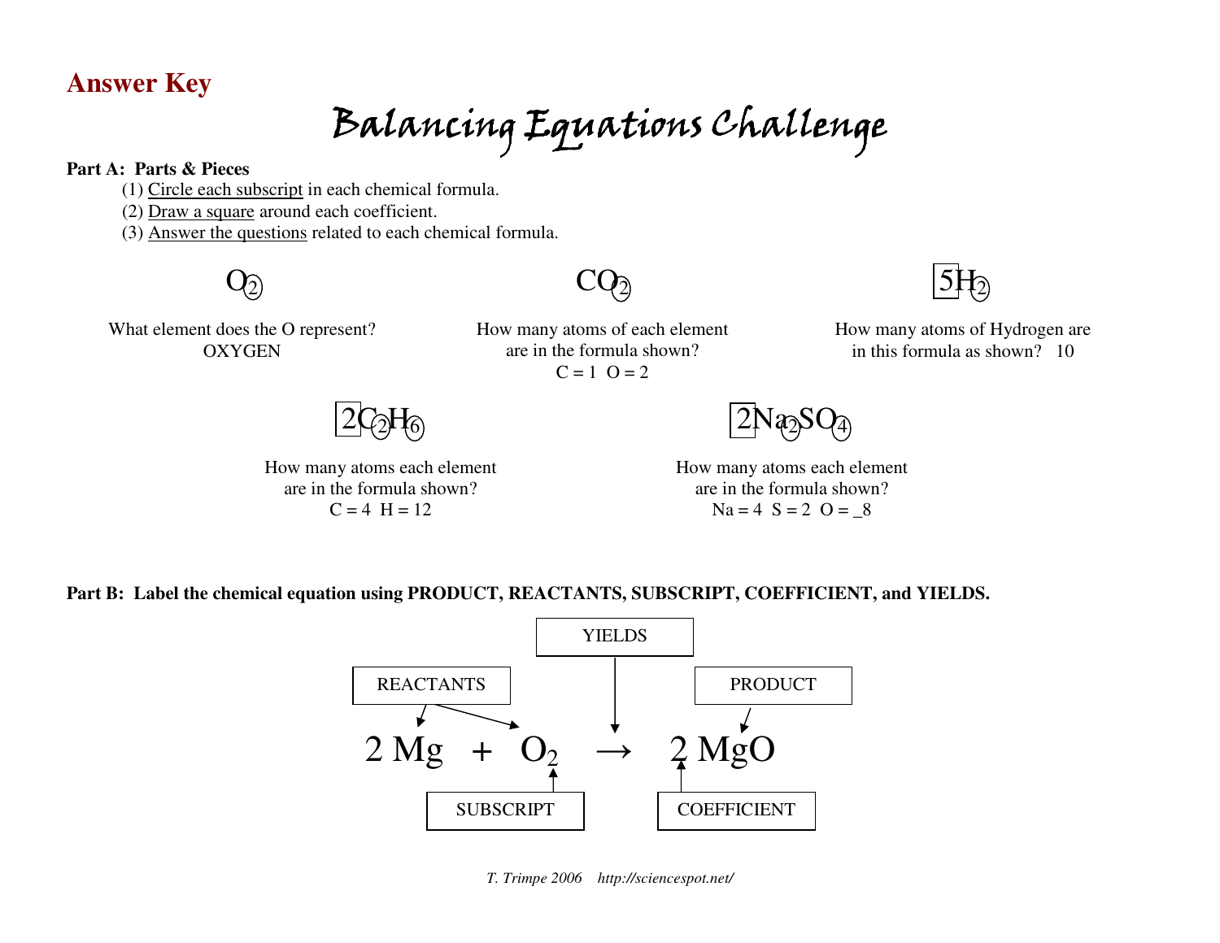**Answer Key**

# Balancing Equations Challenge

**Part A: Parts & Pieces**

(1) Circle each subscript in each chemical formula.
(2) Draw a square around each coefficient.
(3) Answer the questions related to each chemical formula.

$O_2$

What element does the O represent?
OXYGEN

$CO_2$

How many atoms of each element are in the formula shown?
C = 1 O = 2

$5H_2$

How many atoms of Hydrogen are in this formula as shown? 10

$2C_2H_6$

How many atoms each element are in the formula shown?
C = 4 H = 12

$2Na_2SO_4$

How many atoms each element are in the formula shown?
Na = 4 S = 2 O = _8

**Part B: Label the chemical equation using PRODUCT, REACTANTS, SUBSCRIPT, COEFFICIENT, and YIELDS.**

$$2\,Mg + O_2 \rightarrow 2\,MgO$$

REACTANTS → 2 Mg, $O_2$
YIELDS → →
PRODUCT → MgO
SUBSCRIPT → 2 in $O_2$
COEFFICIENT → 2 in 2 MgO

*T. Trimpe 2006 http://sciencespot.net/*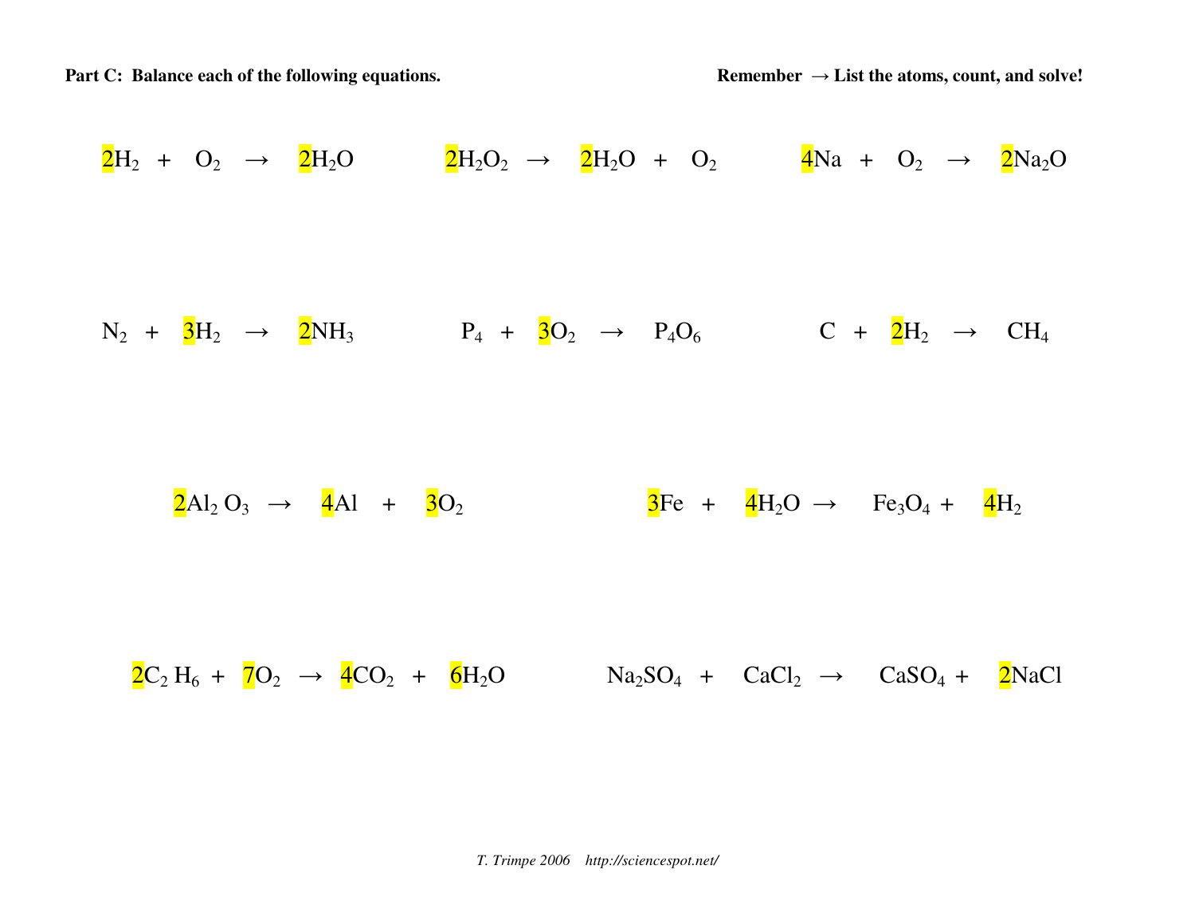**Part C: Balance each of the following equations.** **Remember → List the atoms, count, and solve!**

$2H_2 + O_2 \rightarrow 2H_2O$

$2H_2O_2 \rightarrow 2H_2O + O_2$

$4Na + O_2 \rightarrow 2Na_2O$

$N_2 + 3H_2 \rightarrow 2NH_3$

$P_4 + 3O_2 \rightarrow P_4O_6$

$C + 2H_2 \rightarrow CH_4$

$2Al_2O_3 \rightarrow 4Al + 3O_2$

$3Fe + 4H_2O \rightarrow Fe_3O_4 + 4H_2$

$2C_2H_6 + 7O_2 \rightarrow 4CO_2 + 6H_2O$

$Na_2SO_4 + CaCl_2 \rightarrow CaSO_4 + 2NaCl$

*T. Trimpe 2006 http://sciencespot.net/*